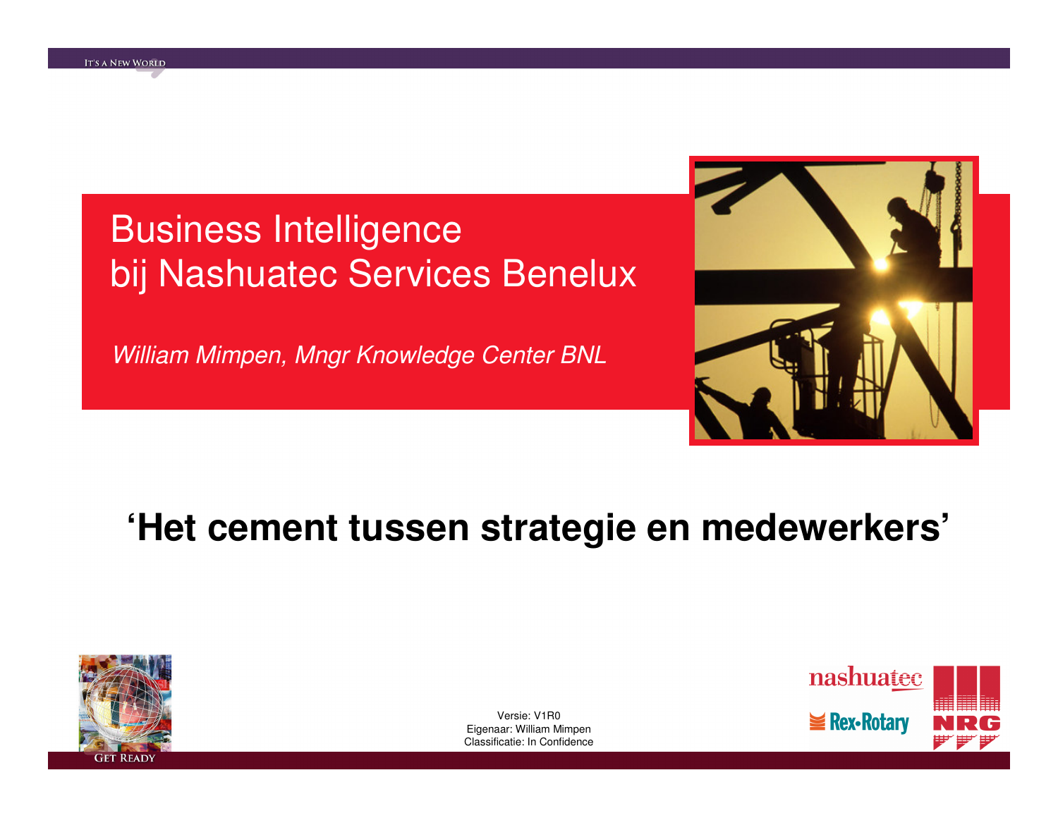# Business Intelligence bij Nashuatec Services Benelux

*William Mimpen, Mngr Knowledge Center BNL*

## ‘Het cement tussen strategie en medewerkers’

Versie: V1R0
Eigenaar: William Mimpen
Classificatie: In Confidence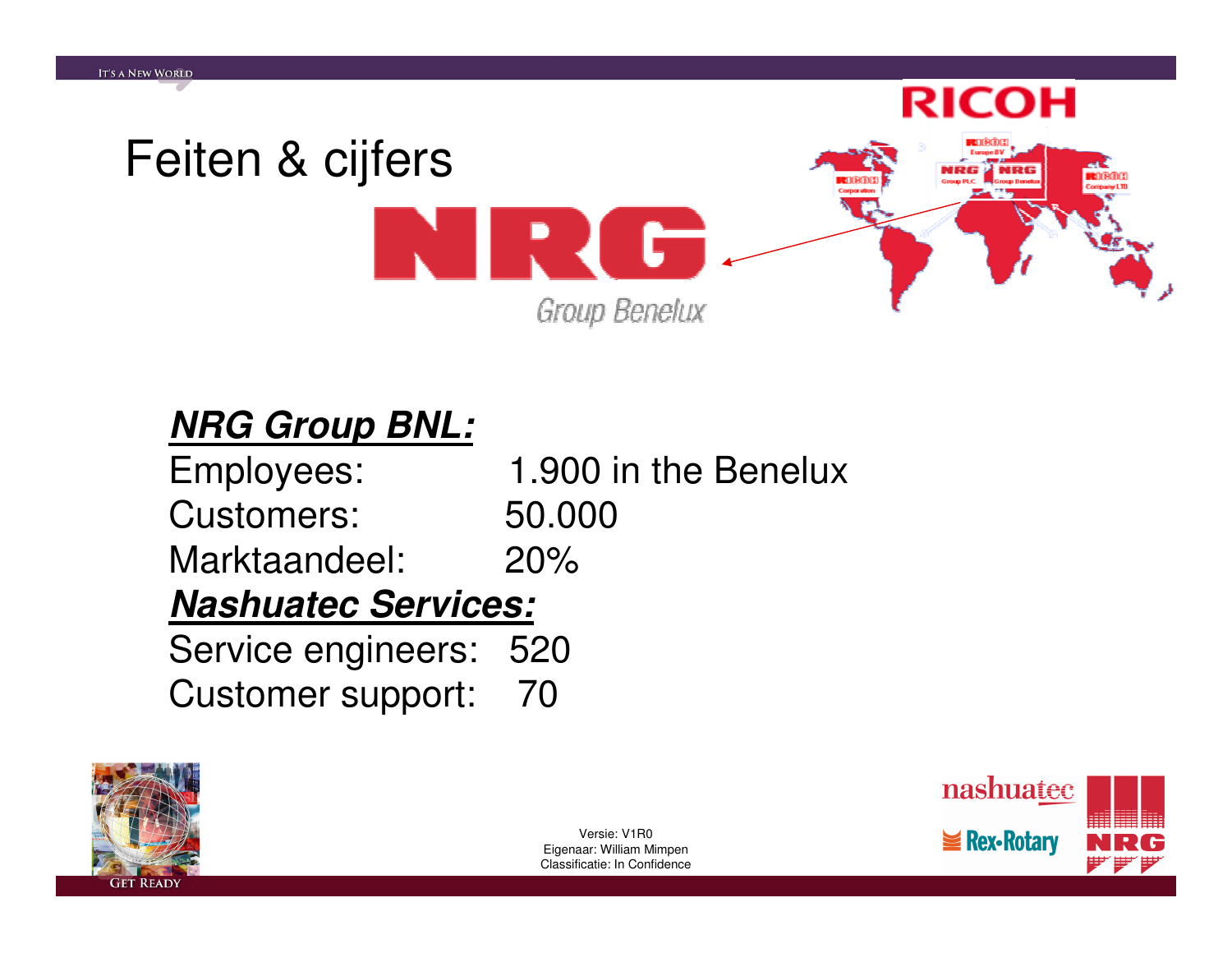# Feiten & cijfers

***NRG Group BNL:***

Employees: 1.900 in the Benelux
Customers: 50.000
Marktaandeel: 20%

***Nashuatec Services:***

Service engineers: 520
Customer support: 70

Versie: V1R0
Eigenaar: William Mimpen
Classificatie: In Confidence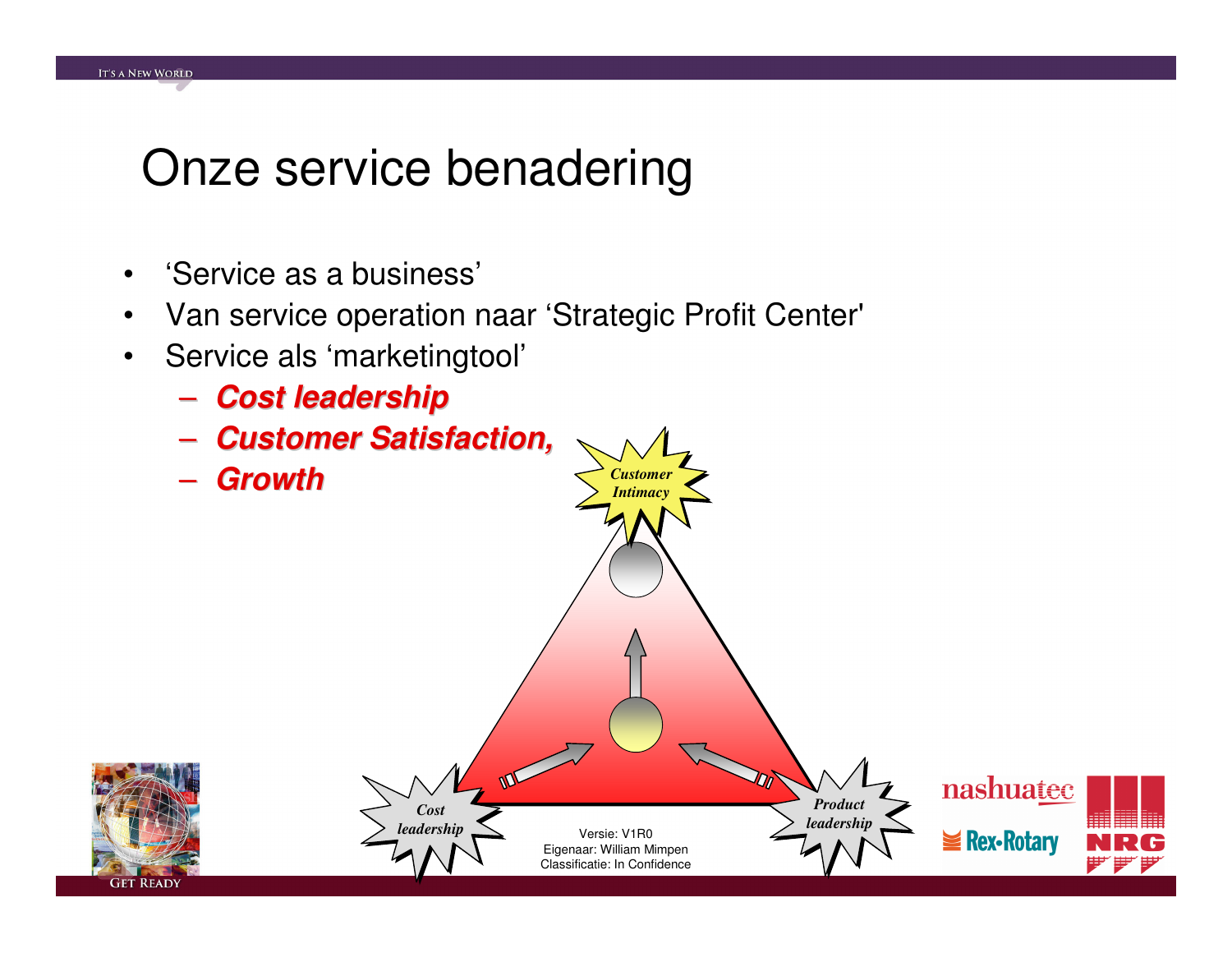# Onze service benadering

- 'Service as a business'
- Van service operation naar 'Strategic Profit Center'
- Service als 'marketingtool'
  - ***Cost leadership***
  - ***Customer Satisfaction,***
  - ***Growth***

*Customer Intimacy*

*Cost leadership*

*Product leadership*

Versie: V1R0
Eigenaar: William Mimpen
Classificatie: In Confidence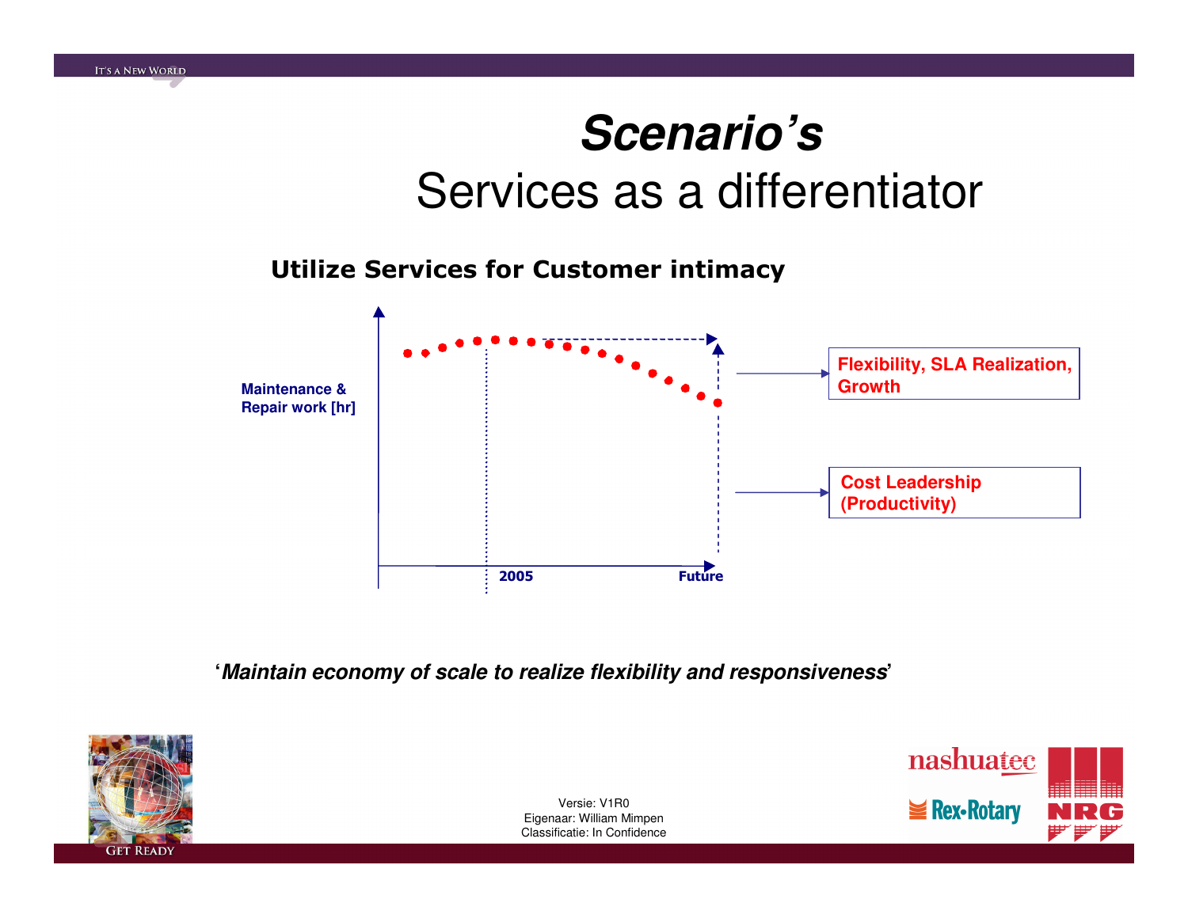# *Scenario's*

## Services as a differentiator

**Utilize Services for Customer intimacy**

**Maintenance & Repair work [hr]**

**2005**

**Future**

**Flexibility, SLA Realization, Growth**

**Cost Leadership (Productivity)**

'***Maintain economy of scale to realize flexibility and responsiveness***'

Versie: V1R0
Eigenaar: William Mimpen
Classificatie: In Confidence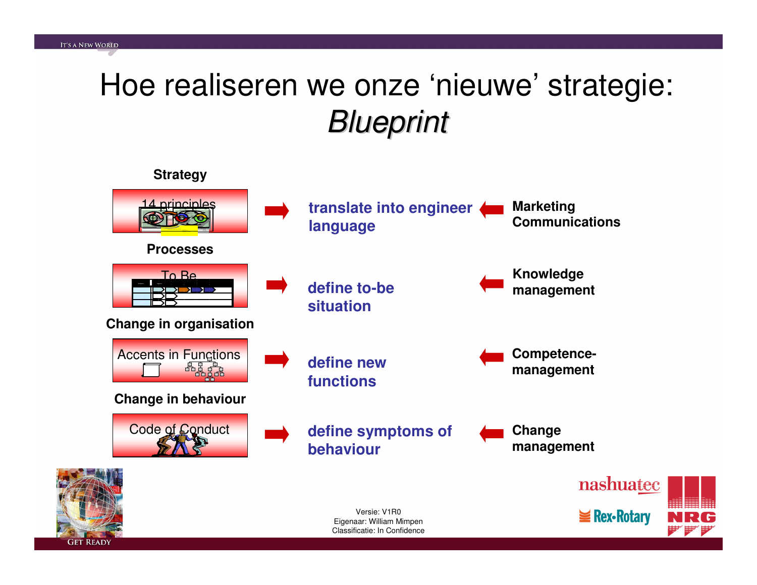# Hoe realiseren we onze 'nieuwe' strategie: *Blueprint*

| | | |
|---|---|---|
| **Strategy**<br>14 principles | **translate into engineer language** | **Marketing Communications** |
| **Processes**<br>To Be | **define to-be situation** | **Knowledge management** |
| **Change in organisation**<br>Accents in Functions | **define new functions** | **Competence-management** |
| **Change in behaviour**<br>Code of Conduct | **define symptoms of behaviour** | **Change management** |

Versie: V1R0
Eigenaar: William Mimpen
Classificatie: In Confidence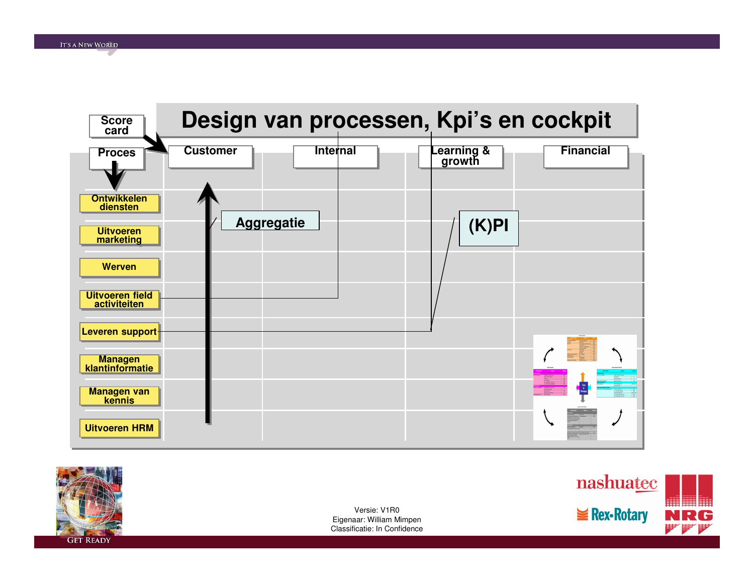# Design van processen, Kpi's en cockpit

Score card

Proces

| | Customer | Internal | Learning & growth | Financial |
|---|---|---|---|---|
| Ontwikkelen diensten | | | | |
| Uitvoeren marketing | | | | |
| Werven | | | | |
| Uitvoeren field activiteiten | | | | |
| Leveren support | | | | |
| Managen klantinformatie | | | | |
| Managen van kennis | | | | |
| Uitvoeren HRM | | | | |

Aggregatie

(K)PI

Versie: V1R0
Eigenaar: William Mimpen
Classificatie: In Confidence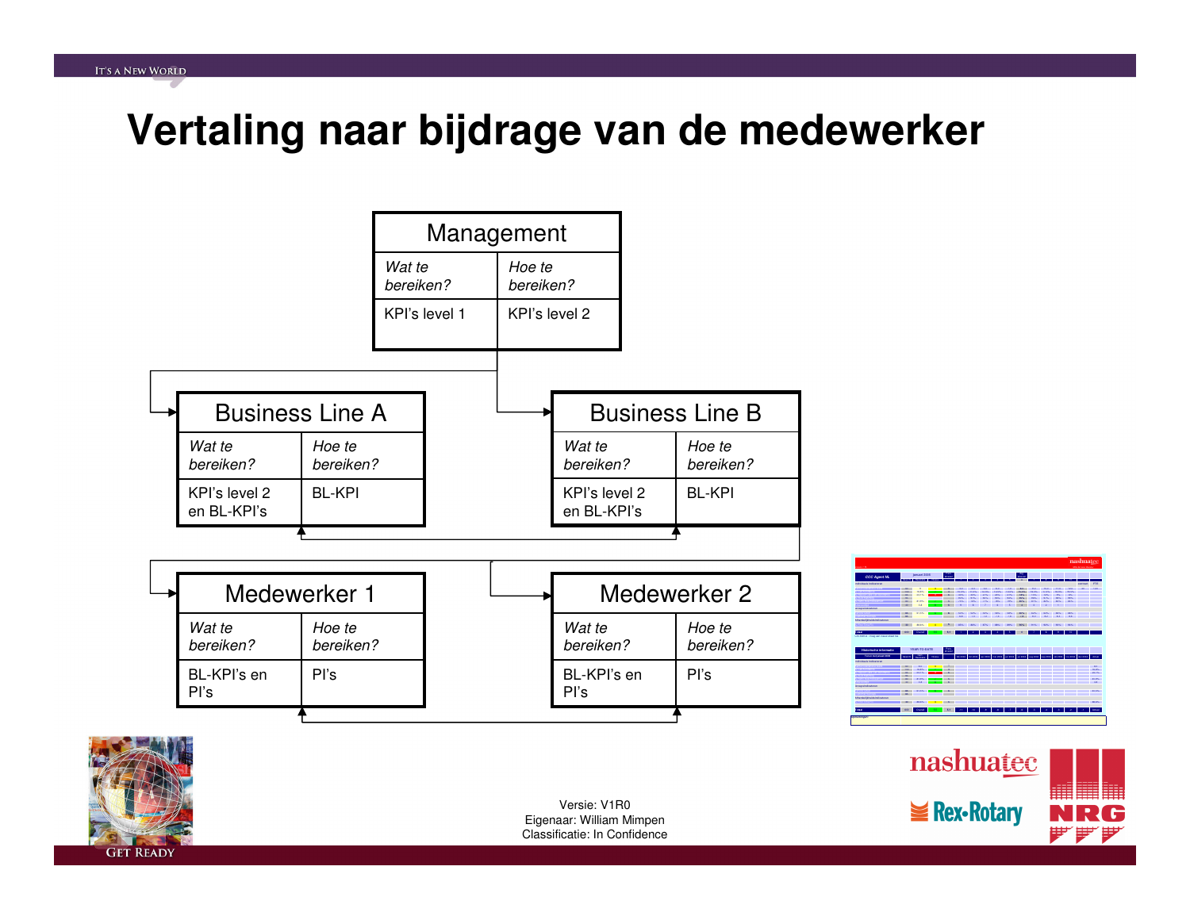# Vertaling naar bijdrage van de medewerker

**Management**

| *Wat te bereiken?* | *Hoe te bereiken?* |
| --- | --- |
| KPI's level 1 | KPI's level 2 |

**Business Line A**

| *Wat te bereiken?* | *Hoe te bereiken?* |
| --- | --- |
| KPI's level 2 en BL-KPI's | BL-KPI |

**Business Line B**

| *Wat te bereiken?* | *Hoe te bereiken?* |
| --- | --- |
| KPI's level 2 en BL-KPI's | BL-KPI |

**Medewerker 1**

| *Wat te bereiken?* | *Hoe te bereiken?* |
| --- | --- |
| BL-KPI's en PI's | PI's |

**Medewerker 2**

| *Wat te bereiken?* | *Hoe te bereiken?* |
| --- | --- |
| BL-KPI's en PI's | PI's |

Versie: V1R0
Eigenaar: William Mimpen
Classificatie: In Confidence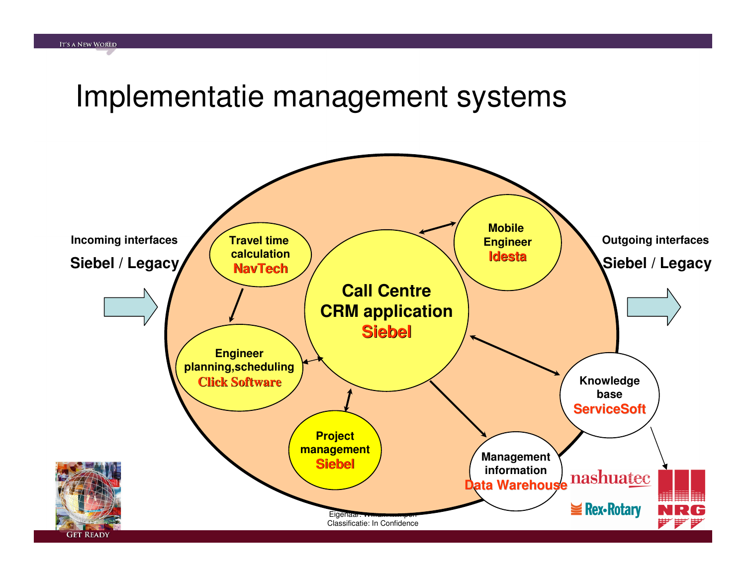# Implementatie management systems

**Incoming interfaces**

**Siebel / Legacy**

**Travel time calculation**
**NavTech**

**Call Centre CRM application**
**Siebel**

**Mobile Engineer**
**Idesta**

**Outgoing interfaces**

**Siebel / Legacy**

**Engineer planning,scheduling**
**Click Software**

**Knowledge base**
**ServiceSoft**

**Project management**
**Siebel**

**Management information**
**Data Warehouse**

nashuatec

Rex-Rotary

NRG

Eigenaar: William ...

Classificatie: In Confidence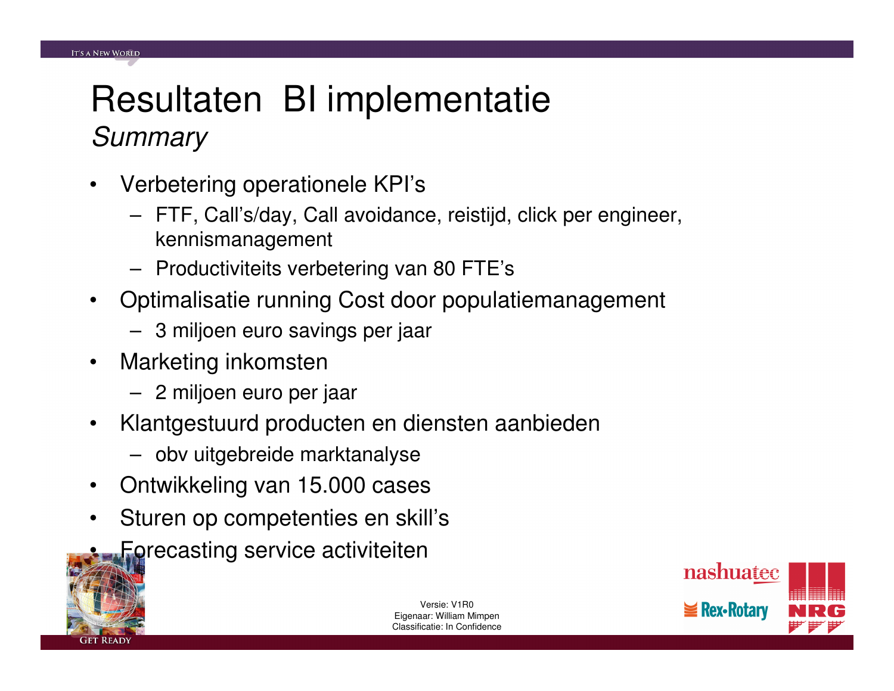# Resultaten BI implementatie

*Summary*

- Verbetering operationele KPI's
  - FTF, Call's/day, Call avoidance, reistijd, click per engineer, kennismanagement
  - Productiviteits verbetering van 80 FTE's
- Optimalisatie running Cost door populatiemanagement
  - 3 miljoen euro savings per jaar
- Marketing inkomsten
  - 2 miljoen euro per jaar
- Klantgestuurd producten en diensten aanbieden
  - obv uitgebreide marktanalyse
- Ontwikkeling van 15.000 cases
- Sturen op competenties en skill's
- Forecasting service activiteiten

Versie: V1R0
Eigenaar: William Mimpen
Classificatie: In Confidence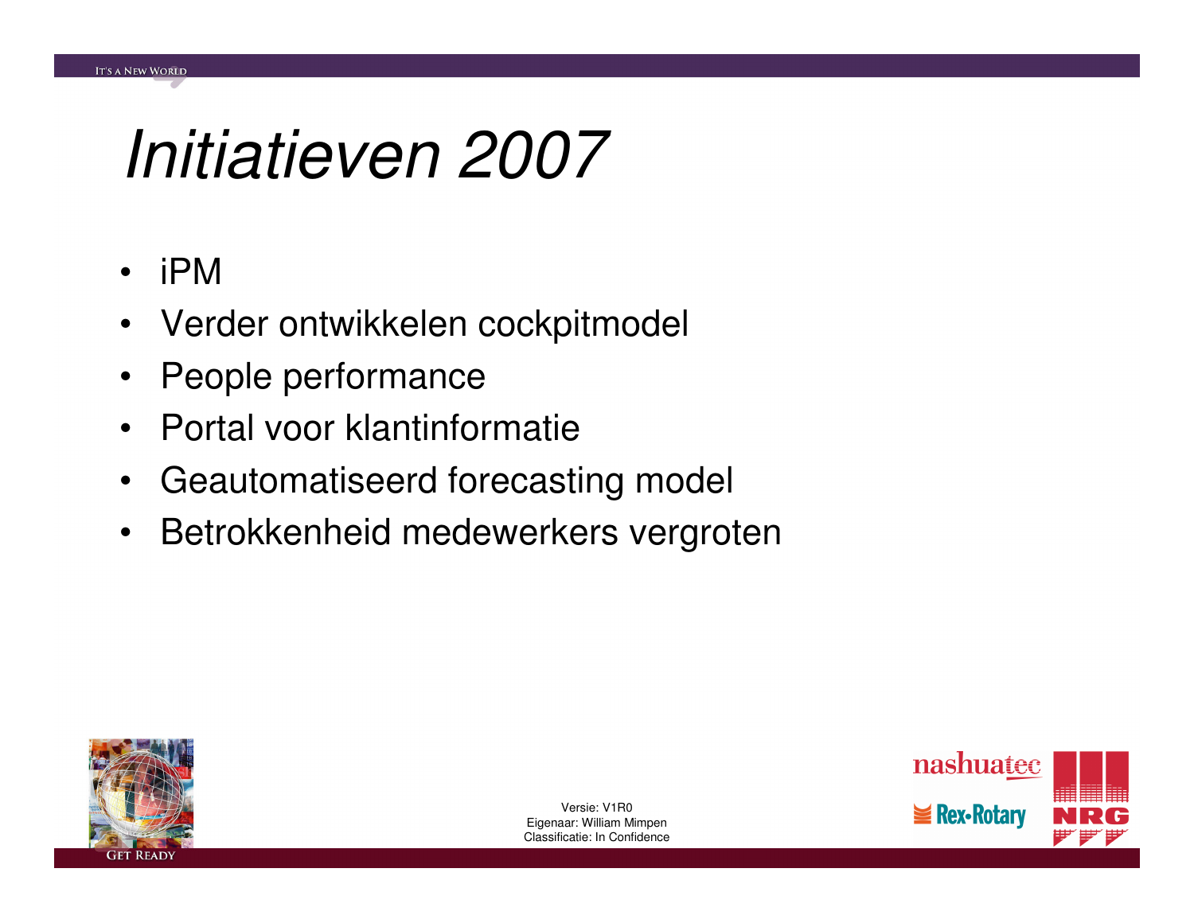# *Initiatieven 2007*

- iPM
- Verder ontwikkelen cockpitmodel
- People performance
- Portal voor klantinformatie
- Geautomatiseerd forecasting model
- Betrokkenheid medewerkers vergroten